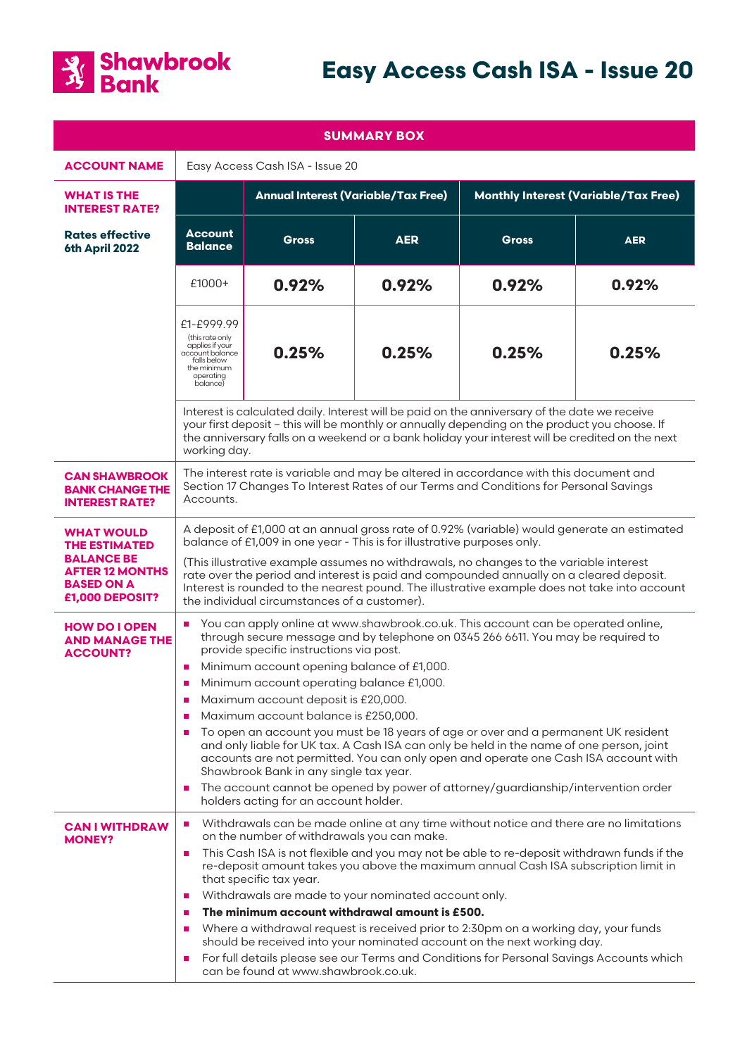Shawbrook Bank

# Easy Access Cash ISA - Issue 20

## SUMMARY BOX

**ACCOUNT NAME**

Easy Access Cash ISA - Issue 20

**WHAT IS THE INTEREST RATE?**

**Rates effective 6th April 2022**

| Account Balance | Annual Interest (Variable/Tax Free) | | Monthly Interest (Variable/Tax Free) | |
|---|---|---|---|---|
| | Gross | AER | Gross | AER |
| £1000+ | **0.92%** | **0.92%** | **0.92%** | **0.92%** |
| £1-£999.99 (this rate only applies if your account balance falls below the minimum operating balance) | **0.25%** | **0.25%** | **0.25%** | **0.25%** |

Interest is calculated daily. Interest will be paid on the anniversary of the date we receive your first deposit – this will be monthly or annually depending on the product you choose. If the anniversary falls on a weekend or a bank holiday your interest will be credited on the next working day.

**CAN SHAWBROOK BANK CHANGE THE INTEREST RATE?**

The interest rate is variable and may be altered in accordance with this document and Section 17 Changes To Interest Rates of our Terms and Conditions for Personal Savings Accounts.

**WHAT WOULD THE ESTIMATED BALANCE BE AFTER 12 MONTHS BASED ON A £1,000 DEPOSIT?**

A deposit of £1,000 at an annual gross rate of 0.92% (variable) would generate an estimated balance of £1,009 in one year - This is for illustrative purposes only.

(This illustrative example assumes no withdrawals, no changes to the variable interest rate over the period and interest is paid and compounded annually on a cleared deposit. Interest is rounded to the nearest pound. The illustrative example does not take into account the individual circumstances of a customer).

**HOW DO I OPEN AND MANAGE THE ACCOUNT?**

- You can apply online at www.shawbrook.co.uk. This account can be operated online, through secure message and by telephone on 0345 266 6611. You may be required to provide specific instructions via post.
- Minimum account opening balance of £1,000.
- Minimum account operating balance £1,000.
- Maximum account deposit is £20,000.
- Maximum account balance is £250,000.
- To open an account you must be 18 years of age or over and a permanent UK resident and only liable for UK tax. A Cash ISA can only be held in the name of one person, joint accounts are not permitted. You can only open and operate one Cash ISA account with Shawbrook Bank in any single tax year.
- The account cannot be opened by power of attorney/guardianship/intervention order holders acting for an account holder.

**CAN I WITHDRAW MONEY?**

- Withdrawals can be made online at any time without notice and there are no limitations on the number of withdrawals you can make.
- This Cash ISA is not flexible and you may not be able to re-deposit withdrawn funds if the re-deposit amount takes you above the maximum annual Cash ISA subscription limit in that specific tax year.
- Withdrawals are made to your nominated account only.
- **The minimum account withdrawal amount is £500.**
- Where a withdrawal request is received prior to 2:30pm on a working day, your funds should be received into your nominated account on the next working day.
- For full details please see our Terms and Conditions for Personal Savings Accounts which can be found at www.shawbrook.co.uk.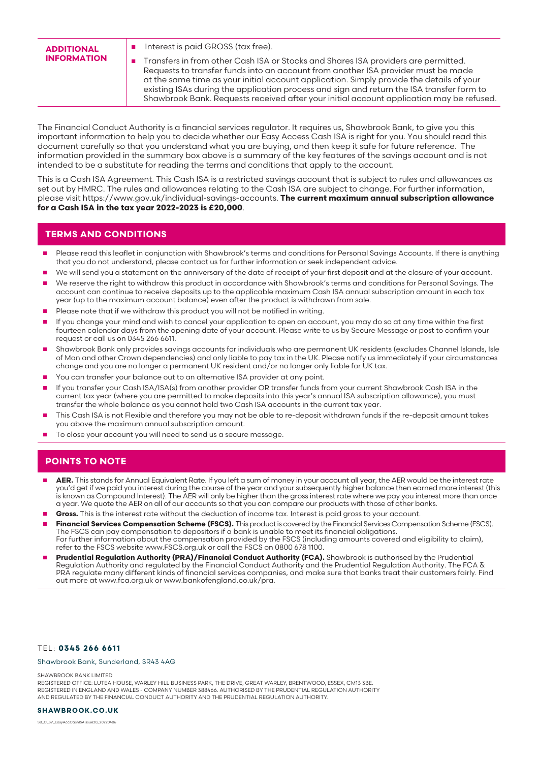| | |
|---|---|
| **ADDITIONAL INFORMATION** | ■ Interest is paid GROSS (tax free).<br>■ Transfers in from other Cash ISA or Stocks and Shares ISA providers are permitted. Requests to transfer funds into an account from another ISA provider must be made at the same time as your initial account application. Simply provide the details of your existing ISAs during the application process and sign and return the ISA transfer form to Shawbrook Bank. Requests received after your initial account application may be refused. |

The Financial Conduct Authority is a financial services regulator. It requires us, Shawbrook Bank, to give you this important information to help you to decide whether our Easy Access Cash ISA is right for you. You should read this document carefully so that you understand what you are buying, and then keep it safe for future reference. The information provided in the summary box above is a summary of the key features of the savings account and is not intended to be a substitute for reading the terms and conditions that apply to the account.

This is a Cash ISA Agreement. This Cash ISA is a restricted savings account that is subject to rules and allowances as set out by HMRC. The rules and allowances relating to the Cash ISA are subject to change. For further information, please visit https://www.gov.uk/individual-savings-accounts. **The current maximum annual subscription allowance for a Cash ISA in the tax year 2022-2023 is £20,000**.

## TERMS AND CONDITIONS

- Please read this leaflet in conjunction with Shawbrook's terms and conditions for Personal Savings Accounts. If there is anything that you do not understand, please contact us for further information or seek independent advice.
- We will send you a statement on the anniversary of the date of receipt of your first deposit and at the closure of your account.
- We reserve the right to withdraw this product in accordance with Shawbrook's terms and conditions for Personal Savings. The account can continue to receive deposits up to the applicable maximum Cash ISA annual subscription amount in each tax year (up to the maximum account balance) even after the product is withdrawn from sale.
- Please note that if we withdraw this product you will not be notified in writing.
- If you change your mind and wish to cancel your application to open an account, you may do so at any time within the first fourteen calendar days from the opening date of your account. Please write to us by Secure Message or post to confirm your request or call us on 0345 266 6611.
- Shawbrook Bank only provides savings accounts for individuals who are permanent UK residents (excludes Channel Islands, Isle of Man and other Crown dependencies) and only liable to pay tax in the UK. Please notify us immediately if your circumstances change and you are no longer a permanent UK resident and/or no longer only liable for UK tax.
- You can transfer your balance out to an alternative ISA provider at any point.
- If you transfer your Cash ISA/ISA(s) from another provider OR transfer funds from your current Shawbrook Cash ISA in the current tax year (where you are permitted to make deposits into this year's annual ISA subscription allowance), you must transfer the whole balance as you cannot hold two Cash ISA accounts in the current tax year.
- This Cash ISA is not Flexible and therefore you may not be able to re-deposit withdrawn funds if the re-deposit amount takes you above the maximum annual subscription amount.
- To close your account you will need to send us a secure message.

## POINTS TO NOTE

- **AER.** This stands for Annual Equivalent Rate. If you left a sum of money in your account all year, the AER would be the interest rate you'd get if we paid you interest during the course of the year and your subsequently higher balance then earned more interest (this is known as Compound Interest). The AER will only be higher than the gross interest rate where we pay you interest more than once a year. We quote the AER on all of our accounts so that you can compare our products with those of other banks.
- **Gross.** This is the interest rate without the deduction of income tax. Interest is paid gross to your account.
- **Financial Services Compensation Scheme (FSCS).** This product is covered by the Financial Services Compensation Scheme (FSCS). The FSCS can pay compensation to depositors if a bank is unable to meet its financial obligations.
  For further information about the compensation provided by the FSCS (including amounts covered and eligibility to claim), refer to the FSCS website www.FSCS.org.uk or call the FSCS on 0800 678 1100.
- **Prudential Regulation Authority (PRA)/Financial Conduct Authority (FCA).** Shawbrook is authorised by the Prudential Regulation Authority and regulated by the Financial Conduct Authority and the Prudential Regulation Authority. The FCA & PRA regulate many different kinds of financial services companies, and make sure that banks treat their customers fairly. Find out more at www.fca.org.uk or www.bankofengland.co.uk/pra.

TEL: **0345 266 6611**

Shawbrook Bank, Sunderland, SR43 4AG

SHAWBROOK BANK LIMITED
REGISTERED OFFICE: LUTEA HOUSE, WARLEY HILL BUSINESS PARK, THE DRIVE, GREAT WARLEY, BRENTWOOD, ESSEX, CM13 3BE.
REGISTERED IN ENGLAND AND WALES - COMPANY NUMBER 388466. AUTHORISED BY THE PRUDENTIAL REGULATION AUTHORITY AND REGULATED BY THE FINANCIAL CONDUCT AUTHORITY AND THE PRUDENTIAL REGULATION AUTHORITY.

**SHAWBROOK.CO.UK**

SB_C_SV_EasyAccCashISAIssue20_20220406